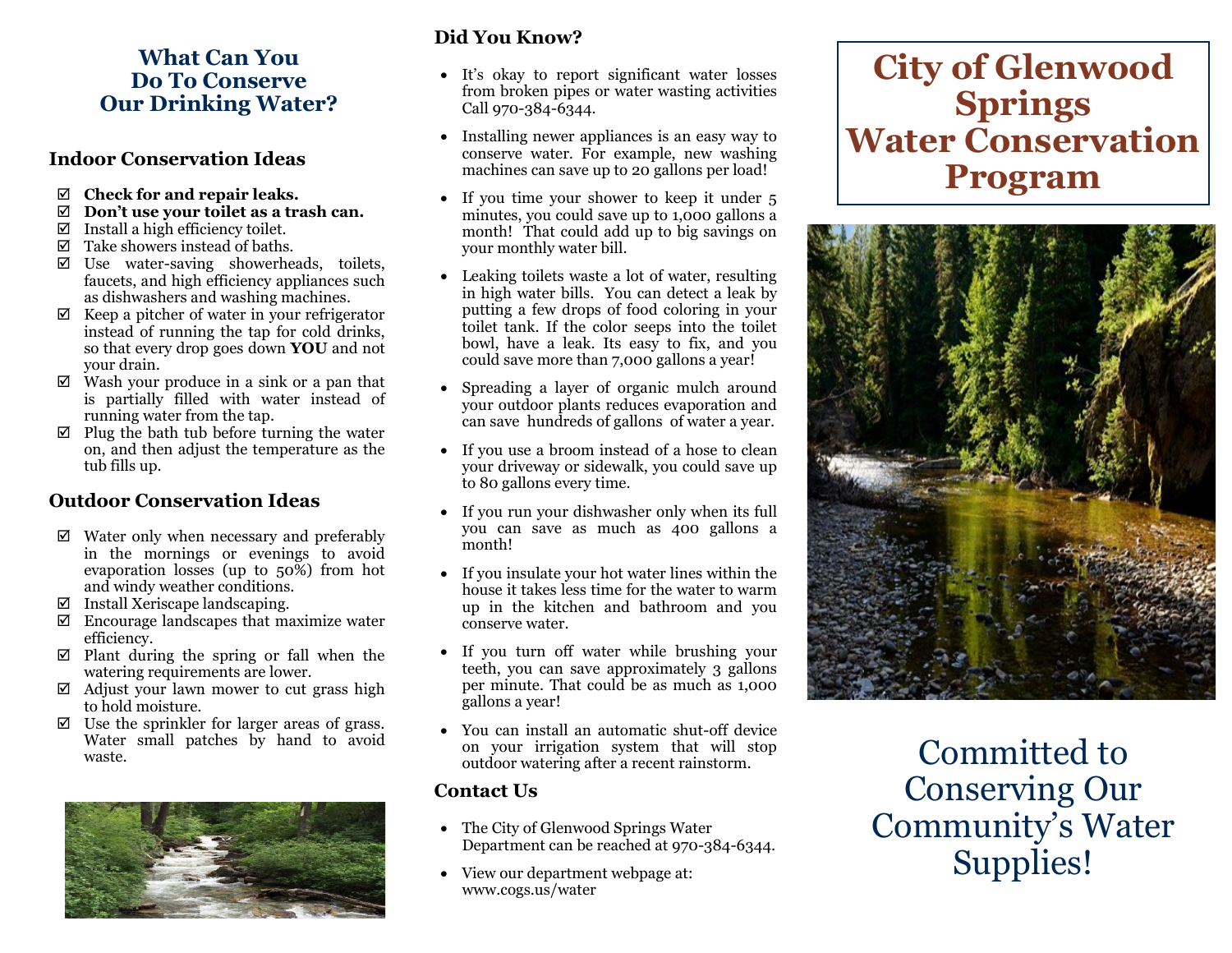## What Can You Do To Conserve Our Drinking Water?

### Indoor Conservation Ideas

- ☑ **Check for and repair leaks.**
- ☑ **Don't use your toilet as a trash can.**
- ☑ Install a high efficiency toilet.
- ☑ Take showers instead of baths.
- ☑ Use water-saving showerheads, toilets, faucets, and high efficiency appliances such as dishwashers and washing machines.
- ☑ Keep a pitcher of water in your refrigerator instead of running the tap for cold drinks, so that every drop goes down **YOU** and not your drain.
- ☑ Wash your produce in a sink or a pan that is partially filled with water instead of running water from the tap.
- ☑ Plug the bath tub before turning the water on, and then adjust the temperature as the tub fills up.

### Outdoor Conservation Ideas

- ☑ Water only when necessary and preferably in the mornings or evenings to avoid evaporation losses (up to 50%) from hot and windy weather conditions.
- ☑ Install Xeriscape landscaping.
- ☑ Encourage landscapes that maximize water efficiency.
- ☑ Plant during the spring or fall when the watering requirements are lower.
- ☑ Adjust your lawn mower to cut grass high to hold moisture.
- ☑ Use the sprinkler for larger areas of grass. Water small patches by hand to avoid waste.

### Did You Know?

- It's okay to report significant water losses from broken pipes or water wasting activities Call 970-384-6344.
- Installing newer appliances is an easy way to conserve water. For example, new washing machines can save up to 20 gallons per load!
- If you time your shower to keep it under 5 minutes, you could save up to 1,000 gallons a month! That could add up to big savings on your monthly water bill.
- Leaking toilets waste a lot of water, resulting in high water bills. You can detect a leak by putting a few drops of food coloring in your toilet tank. If the color seeps into the toilet bowl, have a leak. Its easy to fix, and you could save more than 7,000 gallons a year!
- Spreading a layer of organic mulch around your outdoor plants reduces evaporation and can save hundreds of gallons of water a year.
- If you use a broom instead of a hose to clean your driveway or sidewalk, you could save up to 80 gallons every time.
- If you run your dishwasher only when its full you can save as much as 400 gallons a month!
- If you insulate your hot water lines within the house it takes less time for the water to warm up in the kitchen and bathroom and you conserve water.
- If you turn off water while brushing your teeth, you can save approximately 3 gallons per minute. That could be as much as 1,000 gallons a year!
- You can install an automatic shut-off device on your irrigation system that will stop outdoor watering after a recent rainstorm.

### Contact Us

- The City of Glenwood Springs Water Department can be reached at 970-384-6344.
- View our department webpage at: www.cogs.us/water

# City of Glenwood Springs Water Conservation Program

Committed to Conserving Our Community's Water Supplies!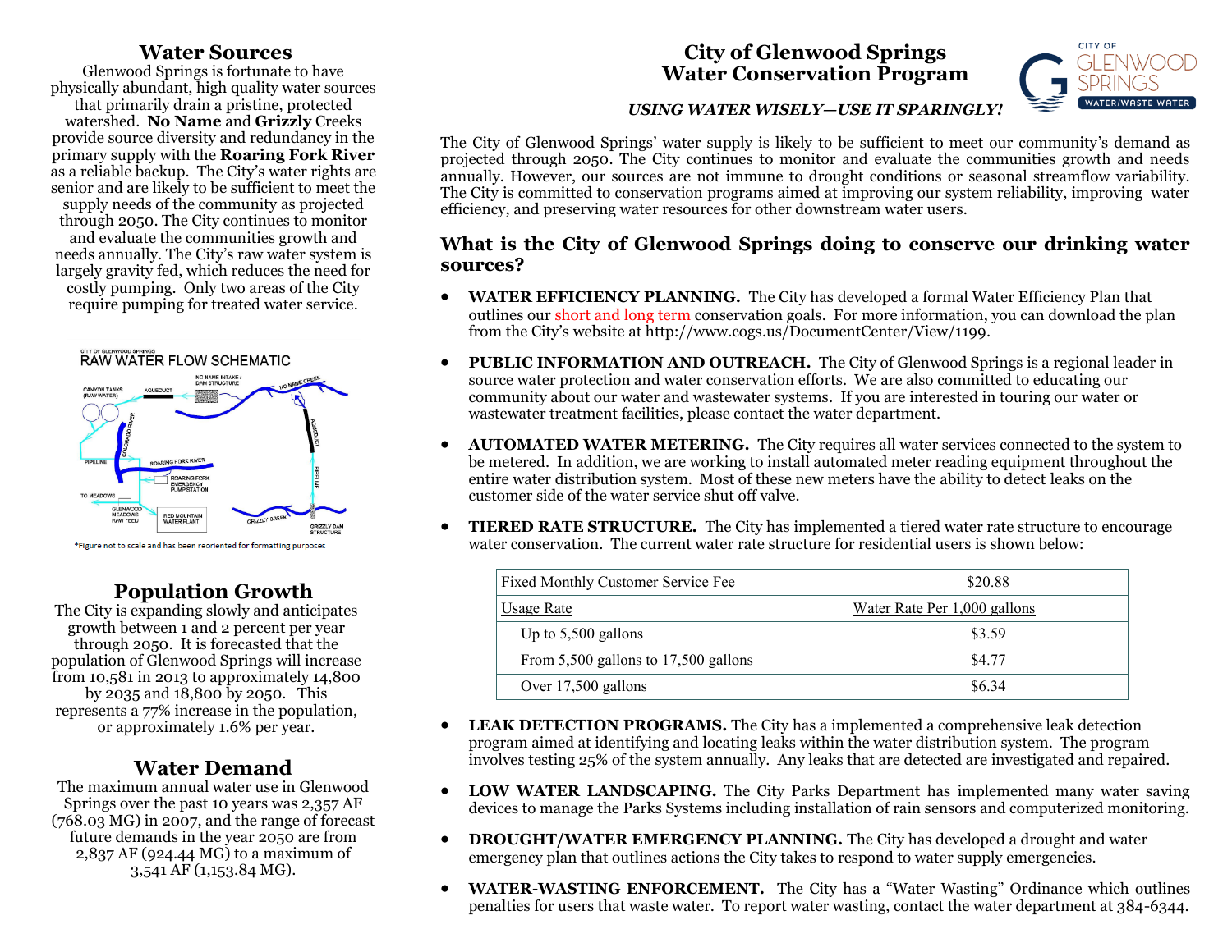## Water Sources

Glenwood Springs is fortunate to have physically abundant, high quality water sources that primarily drain a pristine, protected watershed. **No Name** and **Grizzly** Creeks provide source diversity and redundancy in the primary supply with the **Roaring Fork River** as a reliable backup. The City's water rights are senior and are likely to be sufficient to meet the supply needs of the community as projected through 2050. The City continues to monitor and evaluate the communities growth and needs annually. The City's raw water system is largely gravity fed, which reduces the need for costly pumping. Only two areas of the City require pumping for treated water service.

CITY OF GLENWOOD SPRINGS
RAW WATER FLOW SCHEMATIC

CANYON TANKS (RAW WATER)
AQUEDUCT
NO NAME INTAKE / DAM STRUCTURE
NO NAME CREEK
COLORADO RIVER
AQUEDUCT
PIPELINE
ROARING FORK RIVER
ROARING FORK EMERGENCY PUMP STATION
PIPELINE
TO MEADOWS
GLENWOOD MEADOWS RAW FEED
RED MOUNTAIN WATER PLANT
GRIZZLY CREEK
GRIZZLY DAM STRUCTURE

*Figure not to scale and has been reoriented for formatting purposes

## Population Growth

The City is expanding slowly and anticipates growth between 1 and 2 percent per year through 2050. It is forecasted that the population of Glenwood Springs will increase from 10,581 in 2013 to approximately 14,800 by 2035 and 18,800 by 2050. This represents a 77% increase in the population, or approximately 1.6% per year.

## Water Demand

The maximum annual water use in Glenwood Springs over the past 10 years was 2,357 AF (768.03 MG) in 2007, and the range of forecast future demands in the year 2050 are from 2,837 AF (924.44 MG) to a maximum of 3,541 AF (1,153.84 MG).

# City of Glenwood Springs Water Conservation Program

CITY OF GLENWOOD SPRINGS
WATER/WASTE WATER

***USING WATER WISELY—USE IT SPARINGLY!***

The City of Glenwood Springs' water supply is likely to be sufficient to meet our community's demand as projected through 2050. The City continues to monitor and evaluate the communities growth and needs annually. However, our sources are not immune to drought conditions or seasonal streamflow variability. The City is committed to conservation programs aimed at improving our system reliability, improving water efficiency, and preserving water resources for other downstream water users.

## What is the City of Glenwood Springs doing to conserve our drinking water sources?

- **WATER EFFICIENCY PLANNING.** The City has developed a formal Water Efficiency Plan that outlines our short and long term conservation goals. For more information, you can download the plan from the City's website at http://www.cogs.us/DocumentCenter/View/1199.
- **PUBLIC INFORMATION AND OUTREACH.** The City of Glenwood Springs is a regional leader in source water protection and water conservation efforts. We are also committed to educating our community about our water and wastewater systems. If you are interested in touring our water or wastewater treatment facilities, please contact the water department.
- **AUTOMATED WATER METERING.** The City requires all water services connected to the system to be metered. In addition, we are working to install automated meter reading equipment throughout the entire water distribution system. Most of these new meters have the ability to detect leaks on the customer side of the water service shut off valve.
- **TIERED RATE STRUCTURE.** The City has implemented a tiered water rate structure to encourage water conservation. The current water rate structure for residential users is shown below:

| | |
|---|---|
| Fixed Monthly Customer Service Fee | $20.88 |
| Usage Rate | Water Rate Per 1,000 gallons |
| Up to 5,500 gallons | $3.59 |
| From 5,500 gallons to 17,500 gallons | $4.77 |
| Over 17,500 gallons | $6.34 |

- **LEAK DETECTION PROGRAMS.** The City has a implemented a comprehensive leak detection program aimed at identifying and locating leaks within the water distribution system. The program involves testing 25% of the system annually. Any leaks that are detected are investigated and repaired.
- **LOW WATER LANDSCAPING.** The City Parks Department has implemented many water saving devices to manage the Parks Systems including installation of rain sensors and computerized monitoring.
- **DROUGHT/WATER EMERGENCY PLANNING.** The City has developed a drought and water emergency plan that outlines actions the City takes to respond to water supply emergencies.
- **WATER-WASTING ENFORCEMENT.** The City has a "Water Wasting" Ordinance which outlines penalties for users that waste water. To report water wasting, contact the water department at 384-6344.